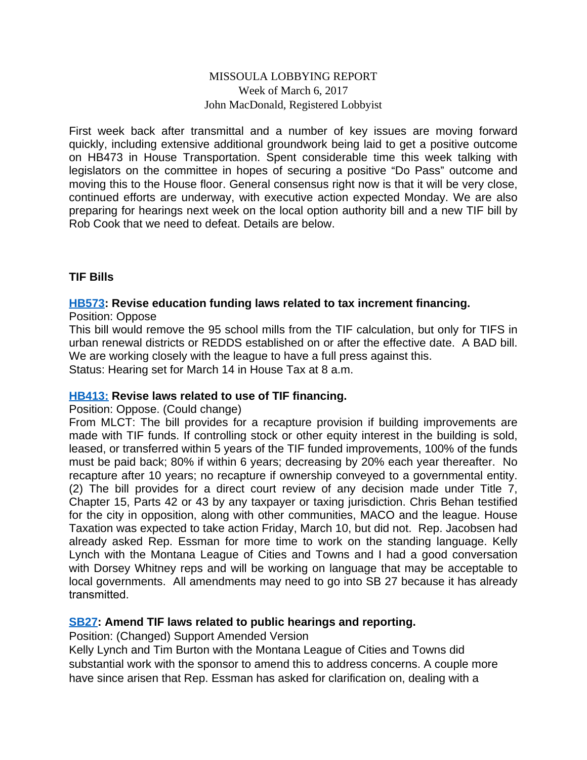MISSOULA LOBBYING REPORT
Week of March 6, 2017
John MacDonald, Registered Lobbyist

First week back after transmittal and a number of key issues are moving forward quickly, including extensive additional groundwork being laid to get a positive outcome on HB473 in House Transportation. Spent considerable time this week talking with legislators on the committee in hopes of securing a positive "Do Pass" outcome and moving this to the House floor. General consensus right now is that it will be very close, continued efforts are underway, with executive action expected Monday. We are also preparing for hearings next week on the local option authority bill and a new TIF bill by Rob Cook that we need to defeat. Details are below.

## TIF Bills

### HB573: Revise education funding laws related to tax increment financing.

Position: Oppose

This bill would remove the 95 school mills from the TIF calculation, but only for TIFS in urban renewal districts or REDDS established on or after the effective date. A BAD bill. We are working closely with the league to have a full press against this.

Status: Hearing set for March 14 in House Tax at 8 a.m.

### HB413: Revise laws related to use of TIF financing.

Position: Oppose. (Could change)

From MLCT: The bill provides for a recapture provision if building improvements are made with TIF funds. If controlling stock or other equity interest in the building is sold, leased, or transferred within 5 years of the TIF funded improvements, 100% of the funds must be paid back; 80% if within 6 years; decreasing by 20% each year thereafter. No recapture after 10 years; no recapture if ownership conveyed to a governmental entity. (2) The bill provides for a direct court review of any decision made under Title 7, Chapter 15, Parts 42 or 43 by any taxpayer or taxing jurisdiction. Chris Behan testified for the city in opposition, along with other communities, MACO and the league. House Taxation was expected to take action Friday, March 10, but did not. Rep. Jacobsen had already asked Rep. Essman for more time to work on the standing language. Kelly Lynch with the Montana League of Cities and Towns and I had a good conversation with Dorsey Whitney reps and will be working on language that may be acceptable to local governments. All amendments may need to go into SB 27 because it has already transmitted.

### SB27: Amend TIF laws related to public hearings and reporting.

Position: (Changed) Support Amended Version

Kelly Lynch and Tim Burton with the Montana League of Cities and Towns did substantial work with the sponsor to amend this to address concerns. A couple more have since arisen that Rep. Essman has asked for clarification on, dealing with a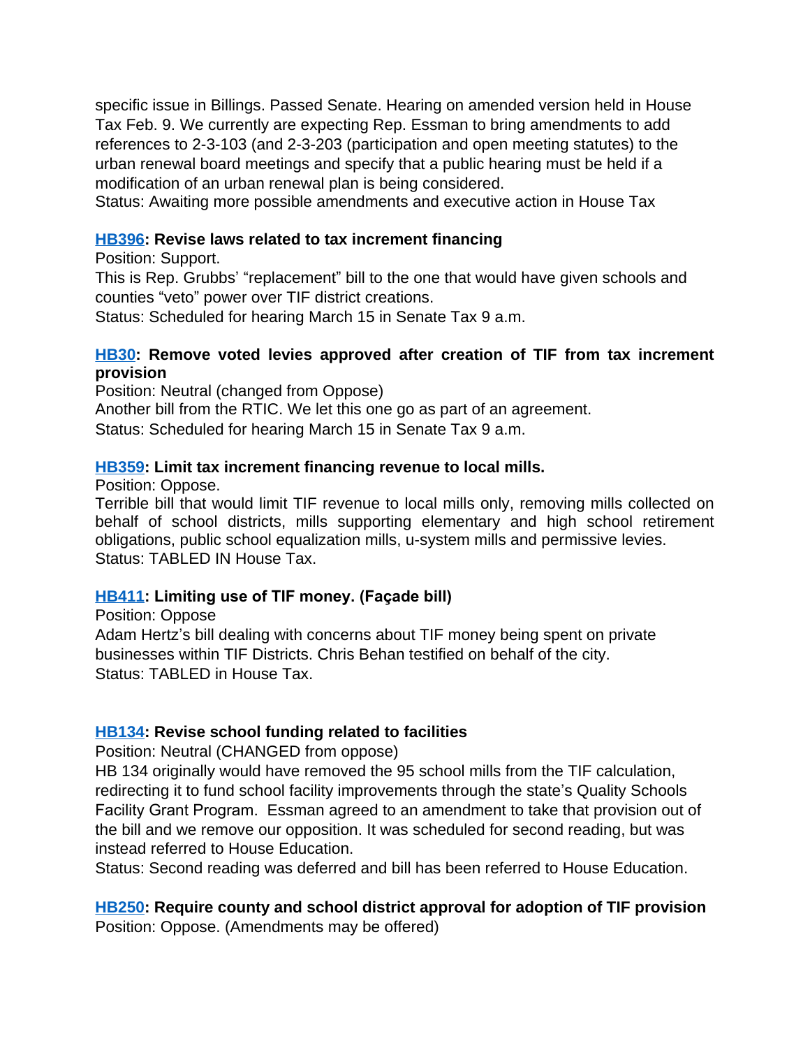specific issue in Billings. Passed Senate. Hearing on amended version held in House Tax Feb. 9. We currently are expecting Rep. Essman to bring amendments to add references to 2-3-103 (and 2-3-203 (participation and open meeting statutes) to the urban renewal board meetings and specify that a public hearing must be held if a modification of an urban renewal plan is being considered.
Status: Awaiting more possible amendments and executive action in House Tax

**HB396: Revise laws related to tax increment financing**
Position: Support.
This is Rep. Grubbs' "replacement" bill to the one that would have given schools and counties "veto" power over TIF district creations.
Status: Scheduled for hearing March 15 in Senate Tax 9 a.m.

**HB30: Remove voted levies approved after creation of TIF from tax increment provision**
Position: Neutral (changed from Oppose)
Another bill from the RTIC. We let this one go as part of an agreement.
Status: Scheduled for hearing March 15 in Senate Tax 9 a.m.

**HB359: Limit tax increment financing revenue to local mills.**
Position: Oppose.
Terrible bill that would limit TIF revenue to local mills only, removing mills collected on behalf of school districts, mills supporting elementary and high school retirement obligations, public school equalization mills, u-system mills and permissive levies.
Status: TABLED IN House Tax.

**HB411: Limiting use of TIF money. (Façade bill)**
Position: Oppose
Adam Hertz's bill dealing with concerns about TIF money being spent on private businesses within TIF Districts. Chris Behan testified on behalf of the city.
Status: TABLED in House Tax.

**HB134: Revise school funding related to facilities**
Position: Neutral (CHANGED from oppose)
HB 134 originally would have removed the 95 school mills from the TIF calculation, redirecting it to fund school facility improvements through the state's Quality Schools Facility Grant Program. Essman agreed to an amendment to take that provision out of the bill and we remove our opposition. It was scheduled for second reading, but was instead referred to House Education.
Status: Second reading was deferred and bill has been referred to House Education.

**HB250: Require county and school district approval for adoption of TIF provision**
Position: Oppose. (Amendments may be offered)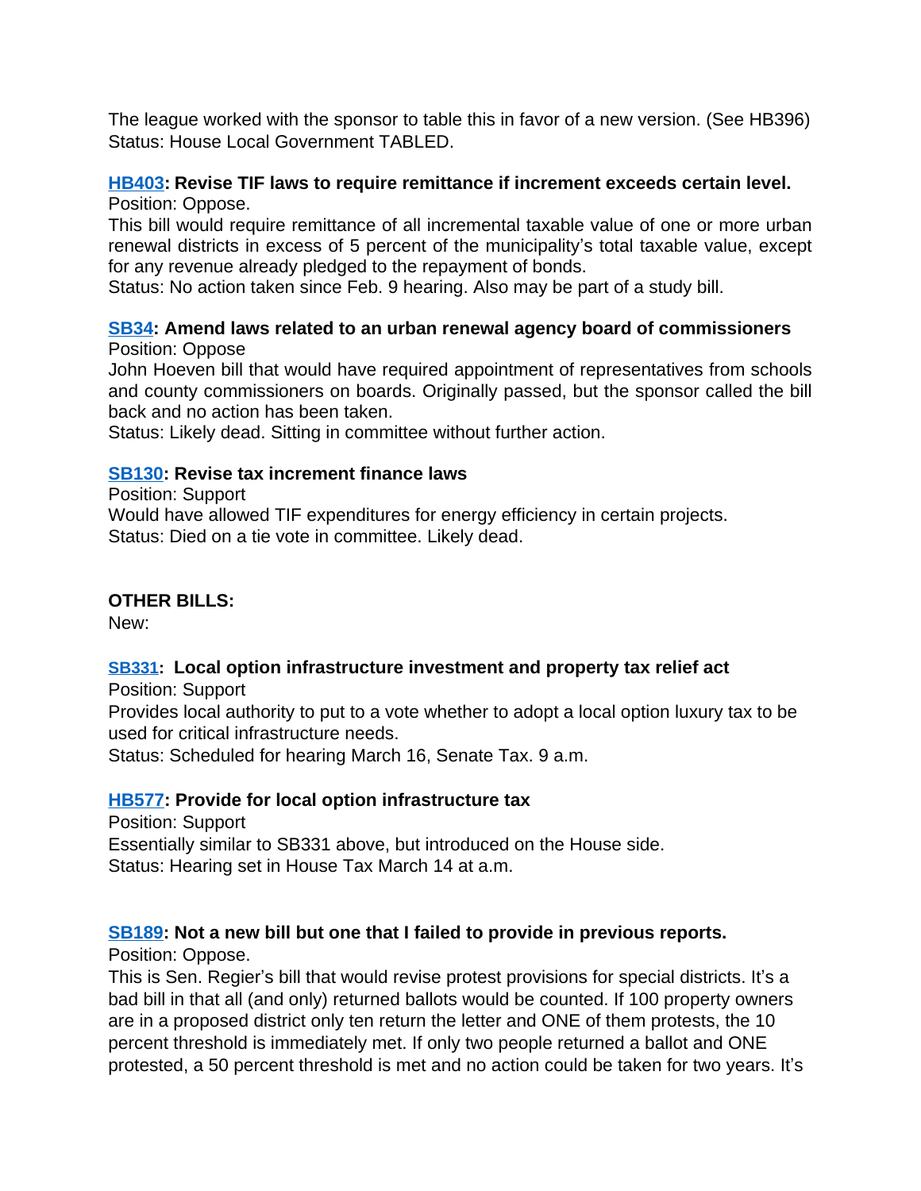The league worked with the sponsor to table this in favor of a new version. (See HB396)
Status: House Local Government TABLED.

**HB403: Revise TIF laws to require remittance if increment exceeds certain level.**
Position: Oppose.
This bill would require remittance of all incremental taxable value of one or more urban renewal districts in excess of 5 percent of the municipality's total taxable value, except for any revenue already pledged to the repayment of bonds.
Status: No action taken since Feb. 9 hearing. Also may be part of a study bill.

**SB34: Amend laws related to an urban renewal agency board of commissioners**
Position: Oppose
John Hoeven bill that would have required appointment of representatives from schools and county commissioners on boards. Originally passed, but the sponsor called the bill back and no action has been taken.
Status: Likely dead. Sitting in committee without further action.

**SB130: Revise tax increment finance laws**
Position: Support
Would have allowed TIF expenditures for energy efficiency in certain projects.
Status: Died on a tie vote in committee. Likely dead.

**OTHER BILLS:**
New:

**SB331: Local option infrastructure investment and property tax relief act**
Position: Support
Provides local authority to put to a vote whether to adopt a local option luxury tax to be used for critical infrastructure needs.
Status: Scheduled for hearing March 16, Senate Tax. 9 a.m.

**HB577: Provide for local option infrastructure tax**
Position: Support
Essentially similar to SB331 above, but introduced on the House side.
Status: Hearing set in House Tax March 14 at a.m.

**SB189: Not a new bill but one that I failed to provide in previous reports.**
Position: Oppose.
This is Sen. Regier's bill that would revise protest provisions for special districts. It's a bad bill in that all (and only) returned ballots would be counted. If 100 property owners are in a proposed district only ten return the letter and ONE of them protests, the 10 percent threshold is immediately met. If only two people returned a ballot and ONE protested, a 50 percent threshold is met and no action could be taken for two years. It's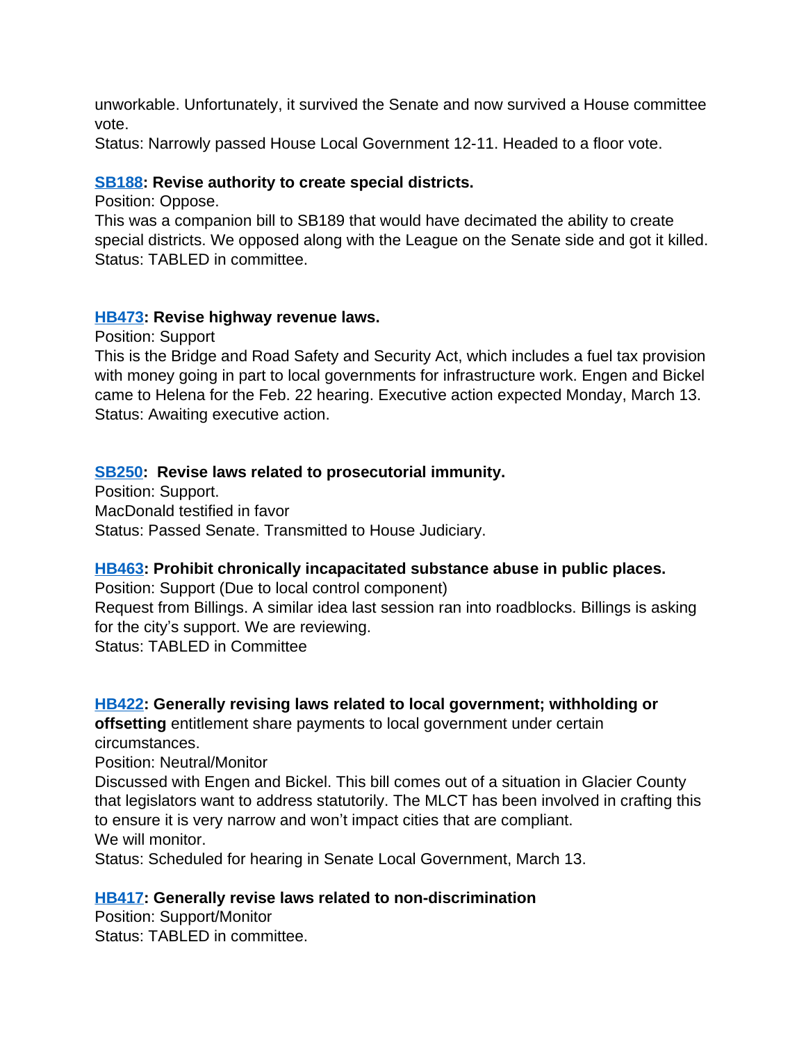unworkable. Unfortunately, it survived the Senate and now survived a House committee vote.
Status: Narrowly passed House Local Government 12-11. Headed to a floor vote.

**SB188: Revise authority to create special districts.**
Position: Oppose.
This was a companion bill to SB189 that would have decimated the ability to create special districts. We opposed along with the League on the Senate side and got it killed.
Status: TABLED in committee.

**HB473: Revise highway revenue laws.**
Position: Support
This is the Bridge and Road Safety and Security Act, which includes a fuel tax provision with money going in part to local governments for infrastructure work. Engen and Bickel came to Helena for the Feb. 22 hearing. Executive action expected Monday, March 13.
Status: Awaiting executive action.

**SB250: Revise laws related to prosecutorial immunity.**
Position: Support.
MacDonald testified in favor
Status: Passed Senate. Transmitted to House Judiciary.

**HB463: Prohibit chronically incapacitated substance abuse in public places.**
Position: Support (Due to local control component)
Request from Billings. A similar idea last session ran into roadblocks. Billings is asking for the city's support. We are reviewing.
Status: TABLED in Committee

**HB422: Generally revising laws related to local government; withholding or offsetting** entitlement share payments to local government under certain circumstances.
Position: Neutral/Monitor
Discussed with Engen and Bickel. This bill comes out of a situation in Glacier County that legislators want to address statutorily. The MLCT has been involved in crafting this to ensure it is very narrow and won't impact cities that are compliant.
We will monitor.
Status: Scheduled for hearing in Senate Local Government, March 13.

**HB417: Generally revise laws related to non-discrimination**
Position: Support/Monitor
Status: TABLED in committee.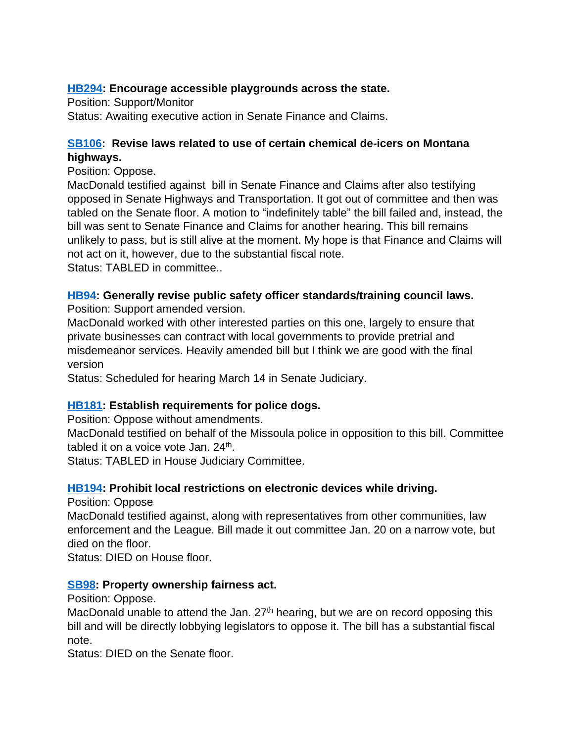**HB294: Encourage accessible playgrounds across the state.**
Position: Support/Monitor
Status: Awaiting executive action in Senate Finance and Claims.

**SB106: Revise laws related to use of certain chemical de-icers on Montana highways.**
Position: Oppose.
MacDonald testified against bill in Senate Finance and Claims after also testifying opposed in Senate Highways and Transportation. It got out of committee and then was tabled on the Senate floor. A motion to "indefinitely table" the bill failed and, instead, the bill was sent to Senate Finance and Claims for another hearing. This bill remains unlikely to pass, but is still alive at the moment. My hope is that Finance and Claims will not act on it, however, due to the substantial fiscal note.
Status: TABLED in committee..

**HB94: Generally revise public safety officer standards/training council laws.**
Position: Support amended version.
MacDonald worked with other interested parties on this one, largely to ensure that private businesses can contract with local governments to provide pretrial and misdemeanor services. Heavily amended bill but I think we are good with the final version
Status: Scheduled for hearing March 14 in Senate Judiciary.

**HB181: Establish requirements for police dogs.**
Position: Oppose without amendments.
MacDonald testified on behalf of the Missoula police in opposition to this bill. Committee tabled it on a voice vote Jan. 24th.
Status: TABLED in House Judiciary Committee.

**HB194: Prohibit local restrictions on electronic devices while driving.**
Position: Oppose
MacDonald testified against, along with representatives from other communities, law enforcement and the League. Bill made it out committee Jan. 20 on a narrow vote, but died on the floor.
Status: DIED on House floor.

**SB98: Property ownership fairness act.**
Position: Oppose.
MacDonald unable to attend the Jan. 27th hearing, but we are on record opposing this bill and will be directly lobbying legislators to oppose it. The bill has a substantial fiscal note.
Status: DIED on the Senate floor.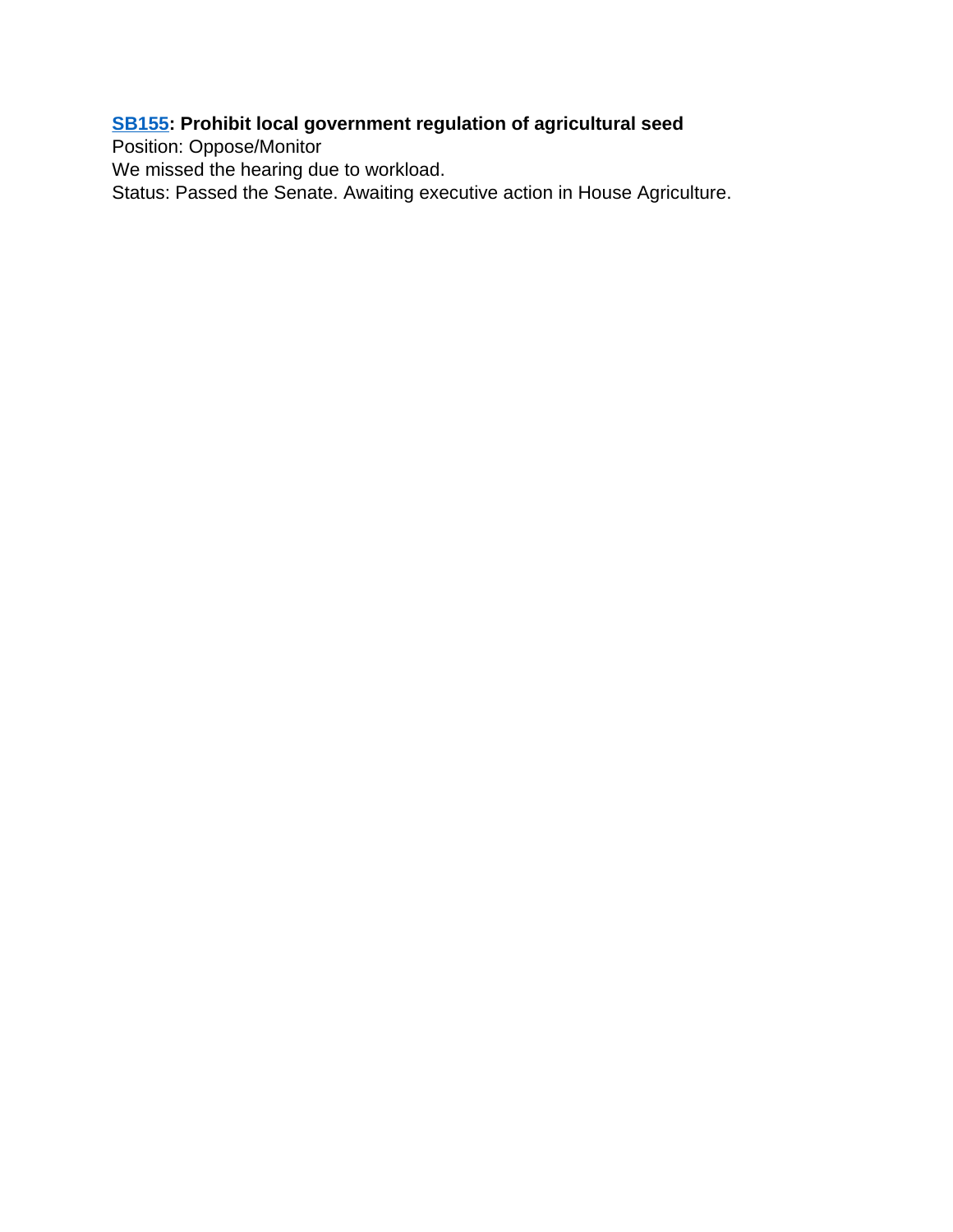**SB155: Prohibit local government regulation of agricultural seed**
Position: Oppose/Monitor
We missed the hearing due to workload.
Status: Passed the Senate. Awaiting executive action in House Agriculture.